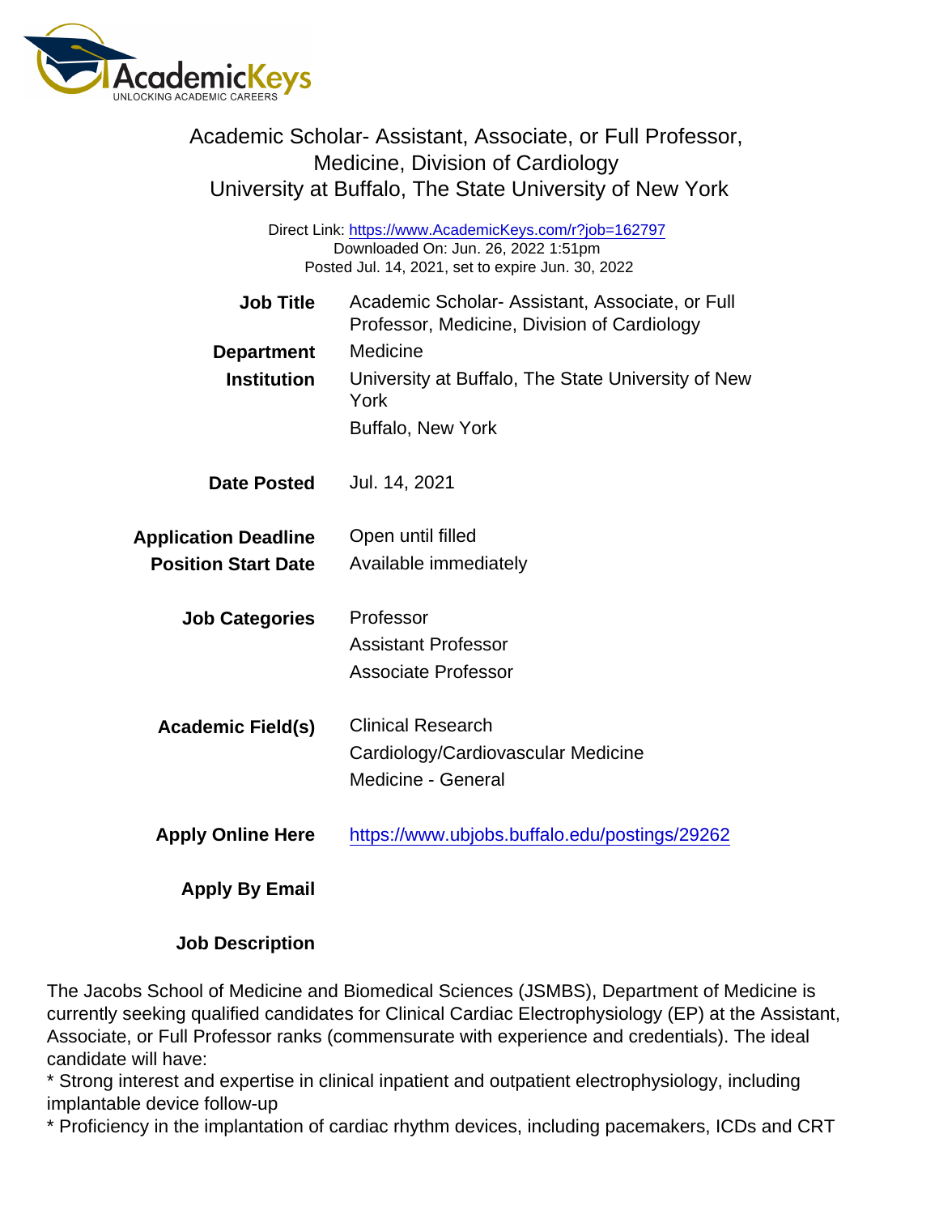# Academic Scholar- Assistant, Associate, or Full Professor, Medicine, Division of Cardiology
## University at Buffalo, The State University of New York

Direct Link: https://www.AcademicKeys.com/r?job=162797
Downloaded On: Jun. 26, 2022 1:51pm
Posted Jul. 14, 2021, set to expire Jun. 30, 2022

| | |
|---|---|
| **Job Title** | Academic Scholar- Assistant, Associate, or Full Professor, Medicine, Division of Cardiology |
| **Department** | Medicine |
| **Institution** | University at Buffalo, The State University of New York<br>Buffalo, New York |
| **Date Posted** | Jul. 14, 2021 |
| **Application Deadline** | Open until filled |
| **Position Start Date** | Available immediately |
| **Job Categories** | Professor<br>Assistant Professor<br>Associate Professor |
| **Academic Field(s)** | Clinical Research<br>Cardiology/Cardiovascular Medicine<br>Medicine - General |
| **Apply Online Here** | https://www.ubjobs.buffalo.edu/postings/29262 |
| **Apply By Email** | |

**Job Description**

The Jacobs School of Medicine and Biomedical Sciences (JSMBS), Department of Medicine is currently seeking qualified candidates for Clinical Cardiac Electrophysiology (EP) at the Assistant, Associate, or Full Professor ranks (commensurate with experience and credentials). The ideal candidate will have:

* Strong interest and expertise in clinical inpatient and outpatient electrophysiology, including implantable device follow-up
* Proficiency in the implantation of cardiac rhythm devices, including pacemakers, ICDs and CRT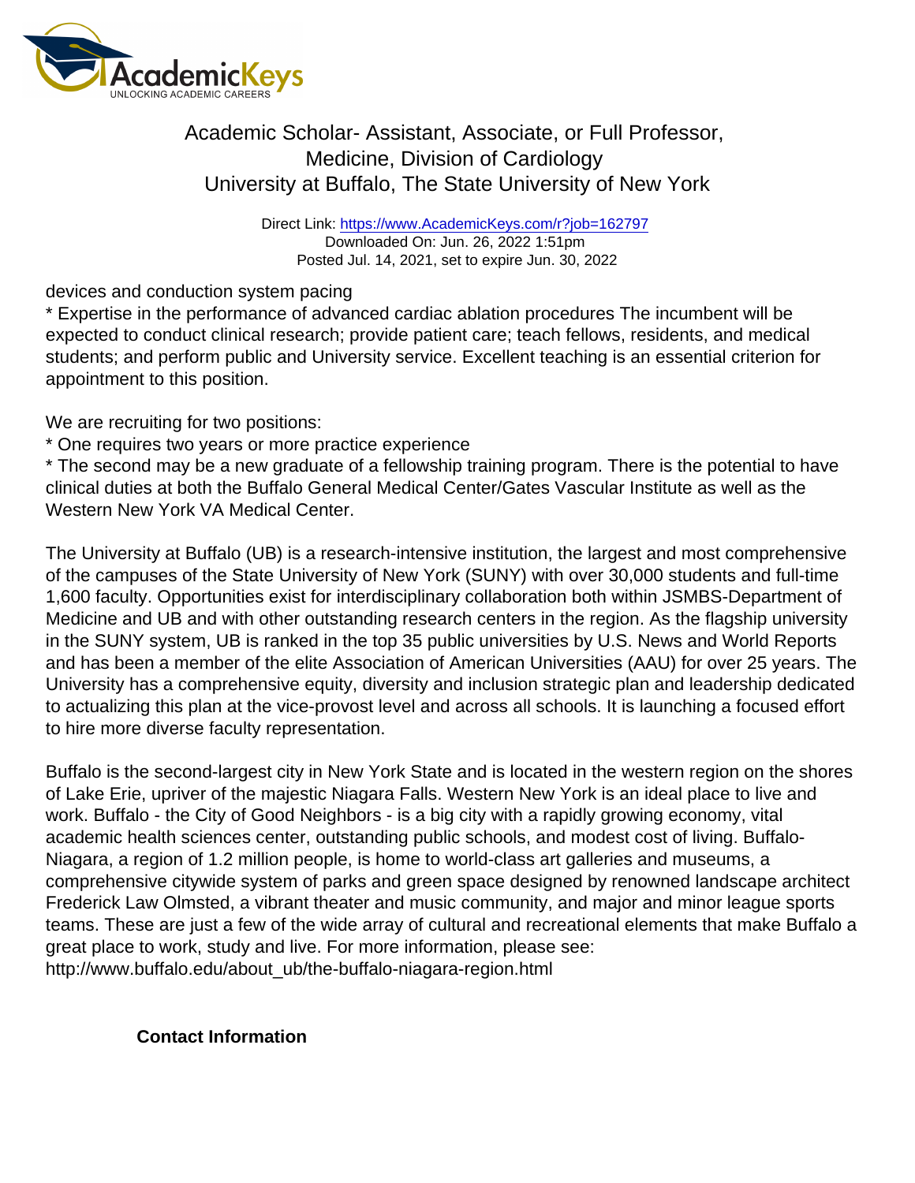devices and conduction system pacing
* Expertise in the performance of advanced cardiac ablation procedures The incumbent will be expected to conduct clinical research; provide patient care; teach fellows, residents, and medical students; and perform public and University service. Excellent teaching is an essential criterion for appointment to this position.

We are recruiting for two positions:
* One requires two years or more practice experience
* The second may be a new graduate of a fellowship training program. There is the potential to have clinical duties at both the Buffalo General Medical Center/Gates Vascular Institute as well as the Western New York VA Medical Center.

The University at Buffalo (UB) is a research-intensive institution, the largest and most comprehensive of the campuses of the State University of New York (SUNY) with over 30,000 students and full-time 1,600 faculty. Opportunities exist for interdisciplinary collaboration both within JSMBS-Department of Medicine and UB and with other outstanding research centers in the region. As the flagship university in the SUNY system, UB is ranked in the top 35 public universities by U.S. News and World Reports and has been a member of the elite Association of American Universities (AAU) for over 25 years. The University has a comprehensive equity, diversity and inclusion strategic plan and leadership dedicated to actualizing this plan at the vice-provost level and across all schools. It is launching a focused effort to hire more diverse faculty representation.

Buffalo is the second-largest city in New York State and is located in the western region on the shores of Lake Erie, upriver of the majestic Niagara Falls. Western New York is an ideal place to live and work. Buffalo - the City of Good Neighbors - is a big city with a rapidly growing economy, vital academic health sciences center, outstanding public schools, and modest cost of living. Buffalo-Niagara, a region of 1.2 million people, is home to world-class art galleries and museums, a comprehensive citywide system of parks and green space designed by renowned landscape architect Frederick Law Olmsted, a vibrant theater and music community, and major and minor league sports teams. These are just a few of the wide array of cultural and recreational elements that make Buffalo a great place to work, study and live. For more information, please see:
http://www.buffalo.edu/about_ub/the-buffalo-niagara-region.html

**Contact Information**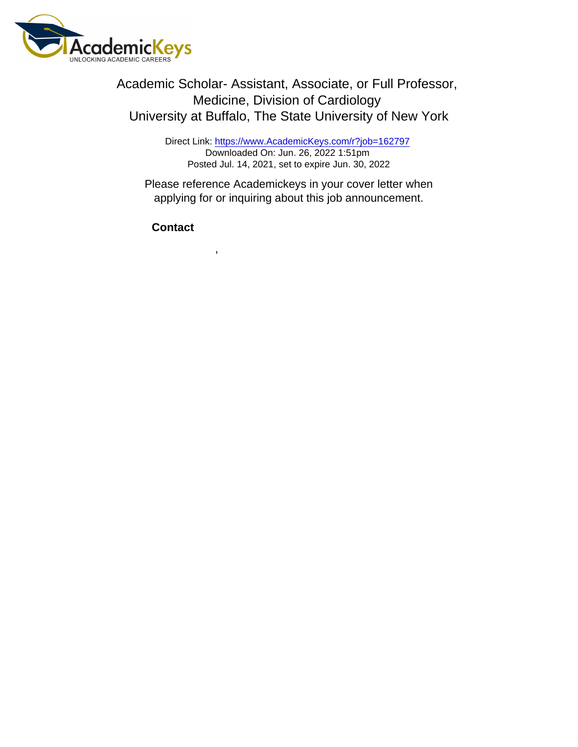# Academic Scholar- Assistant, Associate, or Full Professor, Medicine, Division of Cardiology
## University at Buffalo, The State University of New York

Direct Link: https://www.AcademicKeys.com/r?job=162797
Downloaded On: Jun. 26, 2022 1:51pm
Posted Jul. 14, 2021, set to expire Jun. 30, 2022

Please reference Academickeys in your cover letter when applying for or inquiring about this job announcement.

**Contact**

,